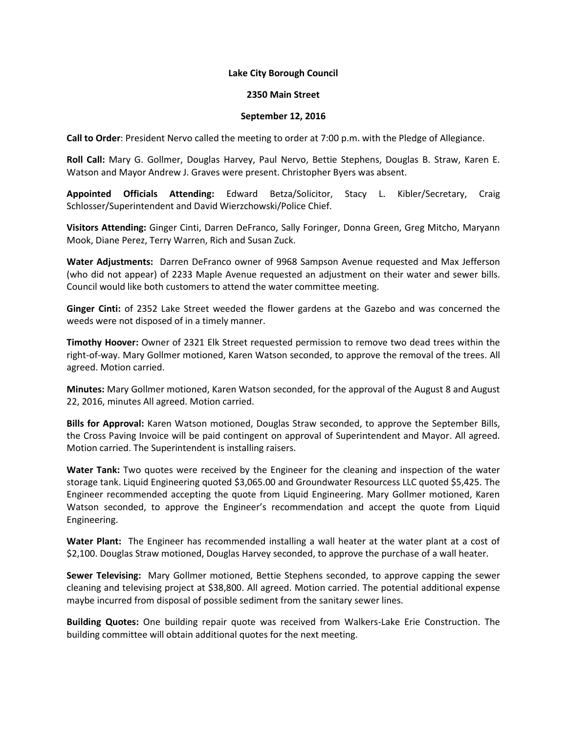**Lake City Borough Council**

**2350 Main Street**

**September 12, 2016**

**Call to Order**: President Nervo called the meeting to order at 7:00 p.m. with the Pledge of Allegiance.

**Roll Call:** Mary G. Gollmer, Douglas Harvey, Paul Nervo, Bettie Stephens, Douglas B. Straw, Karen E. Watson and Mayor Andrew J. Graves were present. Christopher Byers was absent.

**Appointed Officials Attending:** Edward Betza/Solicitor, Stacy L. Kibler/Secretary, Craig Schlosser/Superintendent and David Wierzchowski/Police Chief.

**Visitors Attending:** Ginger Cinti, Darren DeFranco, Sally Foringer, Donna Green, Greg Mitcho, Maryann Mook, Diane Perez, Terry Warren, Rich and Susan Zuck.

**Water Adjustments:** Darren DeFranco owner of 9968 Sampson Avenue requested and Max Jefferson (who did not appear) of 2233 Maple Avenue requested an adjustment on their water and sewer bills. Council would like both customers to attend the water committee meeting.

**Ginger Cinti:** of 2352 Lake Street weeded the flower gardens at the Gazebo and was concerned the weeds were not disposed of in a timely manner.

**Timothy Hoover:** Owner of 2321 Elk Street requested permission to remove two dead trees within the right-of-way. Mary Gollmer motioned, Karen Watson seconded, to approve the removal of the trees. All agreed. Motion carried.

**Minutes:** Mary Gollmer motioned, Karen Watson seconded, for the approval of the August 8 and August 22, 2016, minutes All agreed. Motion carried.

**Bills for Approval:** Karen Watson motioned, Douglas Straw seconded, to approve the September Bills, the Cross Paving Invoice will be paid contingent on approval of Superintendent and Mayor. All agreed. Motion carried. The Superintendent is installing raisers.

**Water Tank:** Two quotes were received by the Engineer for the cleaning and inspection of the water storage tank. Liquid Engineering quoted $3,065.00 and Groundwater Resourcess LLC quoted $5,425. The Engineer recommended accepting the quote from Liquid Engineering. Mary Gollmer motioned, Karen Watson seconded, to approve the Engineer's recommendation and accept the quote from Liquid Engineering.

**Water Plant:** The Engineer has recommended installing a wall heater at the water plant at a cost of $2,100. Douglas Straw motioned, Douglas Harvey seconded, to approve the purchase of a wall heater.

**Sewer Televising:** Mary Gollmer motioned, Bettie Stephens seconded, to approve capping the sewer cleaning and televising project at $38,800. All agreed. Motion carried. The potential additional expense maybe incurred from disposal of possible sediment from the sanitary sewer lines.

**Building Quotes:** One building repair quote was received from Walkers-Lake Erie Construction. The building committee will obtain additional quotes for the next meeting.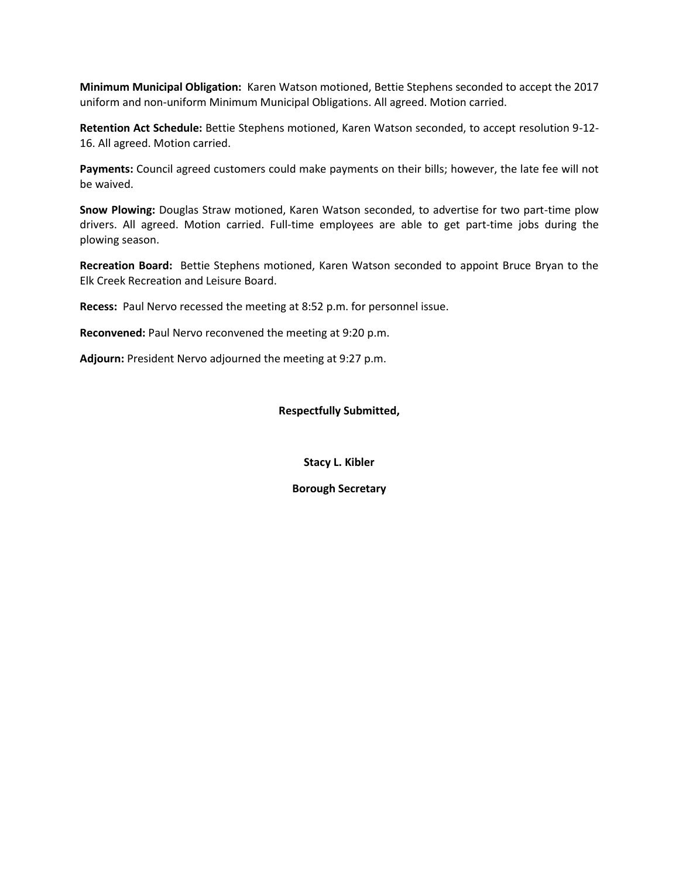**Minimum Municipal Obligation:** Karen Watson motioned, Bettie Stephens seconded to accept the 2017 uniform and non-uniform Minimum Municipal Obligations. All agreed. Motion carried.

**Retention Act Schedule:** Bettie Stephens motioned, Karen Watson seconded, to accept resolution 9-12-16. All agreed. Motion carried.

**Payments:** Council agreed customers could make payments on their bills; however, the late fee will not be waived.

**Snow Plowing:** Douglas Straw motioned, Karen Watson seconded, to advertise for two part-time plow drivers. All agreed. Motion carried. Full-time employees are able to get part-time jobs during the plowing season.

**Recreation Board:** Bettie Stephens motioned, Karen Watson seconded to appoint Bruce Bryan to the Elk Creek Recreation and Leisure Board.

**Recess:** Paul Nervo recessed the meeting at 8:52 p.m. for personnel issue.

**Reconvened:** Paul Nervo reconvened the meeting at 9:20 p.m.

**Adjourn:** President Nervo adjourned the meeting at 9:27 p.m.

**Respectfully Submitted,**

**Stacy L. Kibler**

**Borough Secretary**